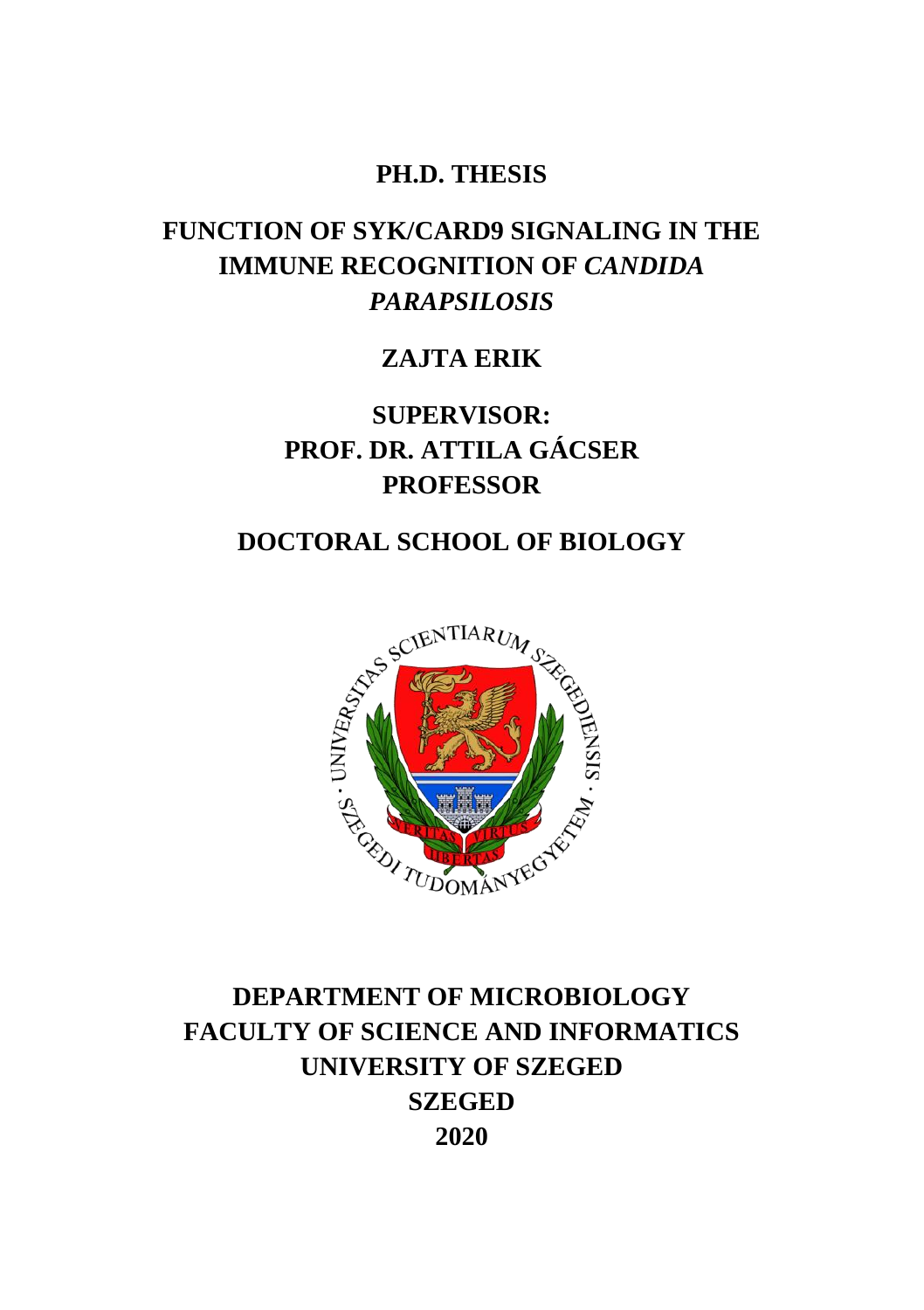# PH.D. THESIS

## FUNCTION OF SYK/CARD9 SIGNALING IN THE IMMUNE RECOGNITION OF *CANDIDA PARAPSILOSIS*

**ZAJTA ERIK**

**SUPERVISOR:**
**PROF. DR. ATTILA GÁCSER**
**PROFESSOR**

**DOCTORAL SCHOOL OF BIOLOGY**

**DEPARTMENT OF MICROBIOLOGY**
**FACULTY OF SCIENCE AND INFORMATICS**
**UNIVERSITY OF SZEGED**
**SZEGED**
**2020**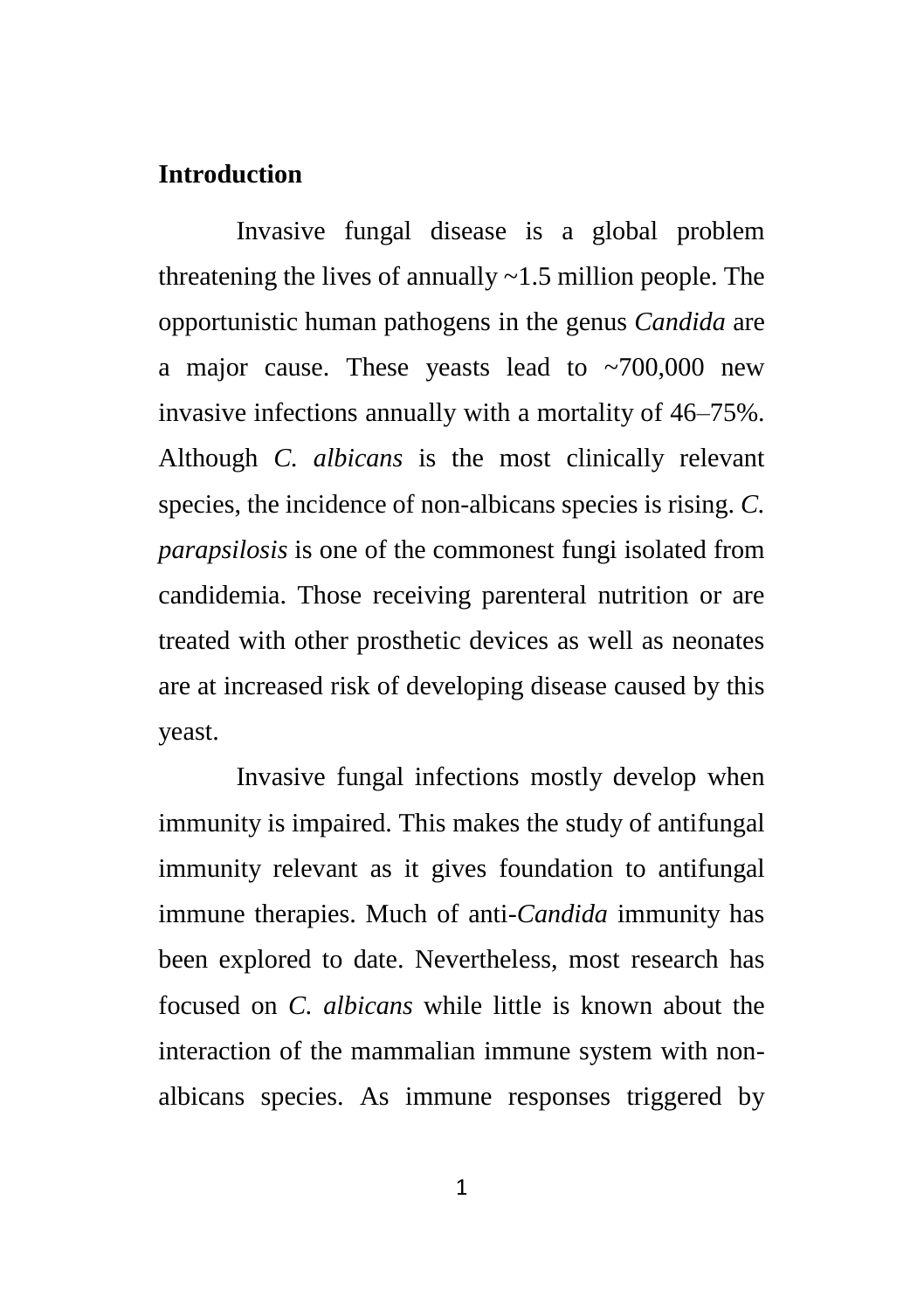## Introduction

Invasive fungal disease is a global problem threatening the lives of annually ~1.5 million people. The opportunistic human pathogens in the genus *Candida* are a major cause. These yeasts lead to ~700,000 new invasive infections annually with a mortality of 46–75%. Although *C. albicans* is the most clinically relevant species, the incidence of non-albicans species is rising. *C. parapsilosis* is one of the commonest fungi isolated from candidemia. Those receiving parenteral nutrition or are treated with other prosthetic devices as well as neonates are at increased risk of developing disease caused by this yeast.

Invasive fungal infections mostly develop when immunity is impaired. This makes the study of antifungal immunity relevant as it gives foundation to antifungal immune therapies. Much of anti-*Candida* immunity has been explored to date. Nevertheless, most research has focused on *C. albicans* while little is known about the interaction of the mammalian immune system with non-albicans species. As immune responses triggered by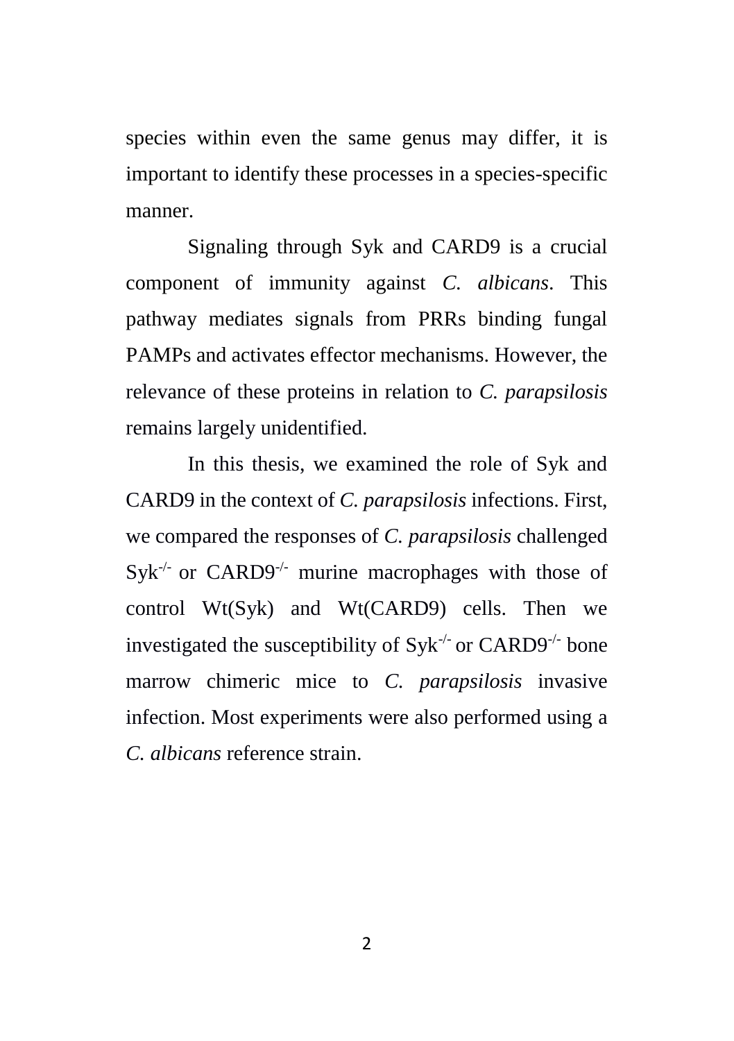species within even the same genus may differ, it is important to identify these processes in a species-specific manner.

Signaling through Syk and CARD9 is a crucial component of immunity against *C. albicans*. This pathway mediates signals from PRRs binding fungal PAMPs and activates effector mechanisms. However, the relevance of these proteins in relation to *C. parapsilosis* remains largely unidentified.

In this thesis, we examined the role of Syk and CARD9 in the context of *C. parapsilosis* infections. First, we compared the responses of *C. parapsilosis* challenged $Syk^{-/-}$ or $CARD9^{-/-}$ murine macrophages with those of control Wt(Syk) and Wt(CARD9) cells. Then we investigated the susceptibility of $Syk^{-/-}$ or $CARD9^{-/-}$ bone marrow chimeric mice to *C. parapsilosis* invasive infection. Most experiments were also performed using a *C. albicans* reference strain.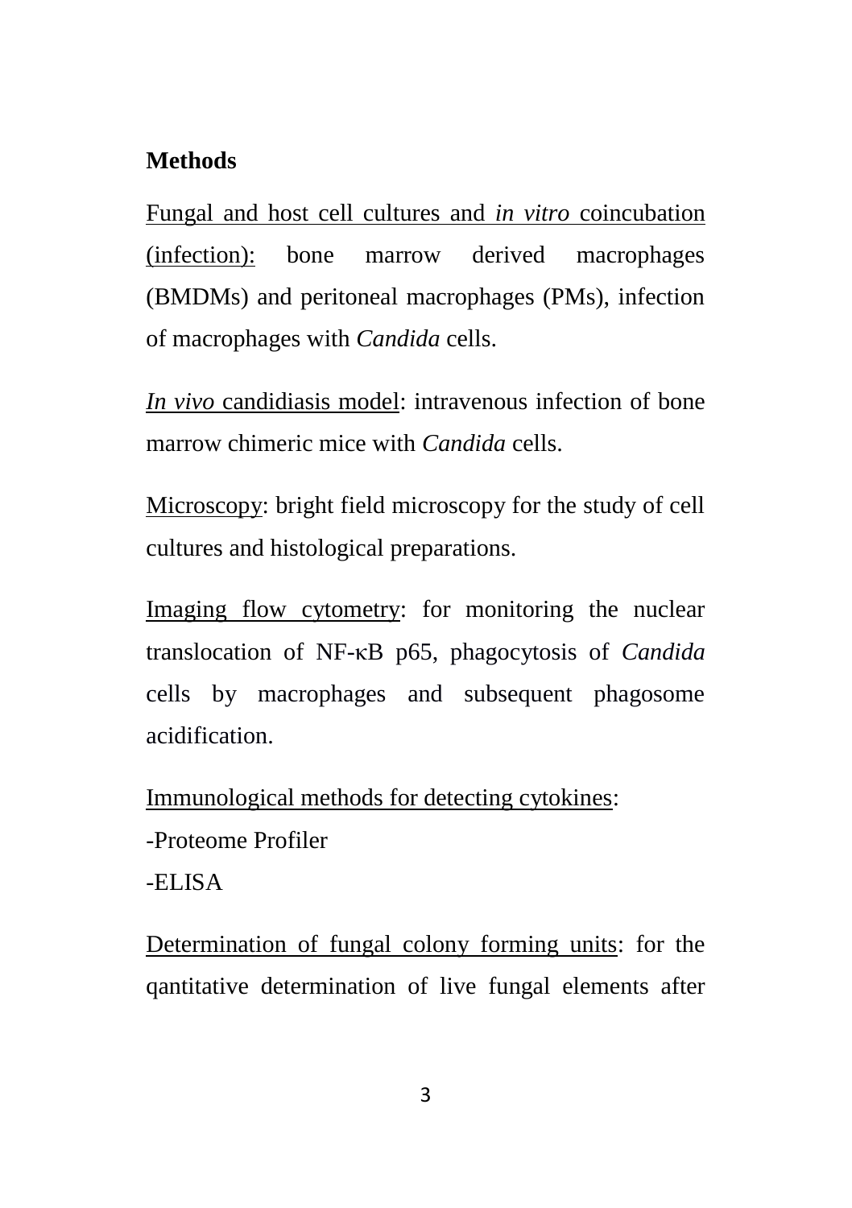**Methods**

Fungal and host cell cultures and *in vitro* coincubation (infection): bone marrow derived macrophages (BMDMs) and peritoneal macrophages (PMs), infection of macrophages with *Candida* cells.

*In vivo* candidiasis model: intravenous infection of bone marrow chimeric mice with *Candida* cells.

Microscopy: bright field microscopy for the study of cell cultures and histological preparations.

Imaging flow cytometry: for monitoring the nuclear translocation of NF-κB p65, phagocytosis of *Candida* cells by macrophages and subsequent phagosome acidification.

Immunological methods for detecting cytokines:

-Proteome Profiler

-ELISA

Determination of fungal colony forming units: for the qantitative determination of live fungal elements after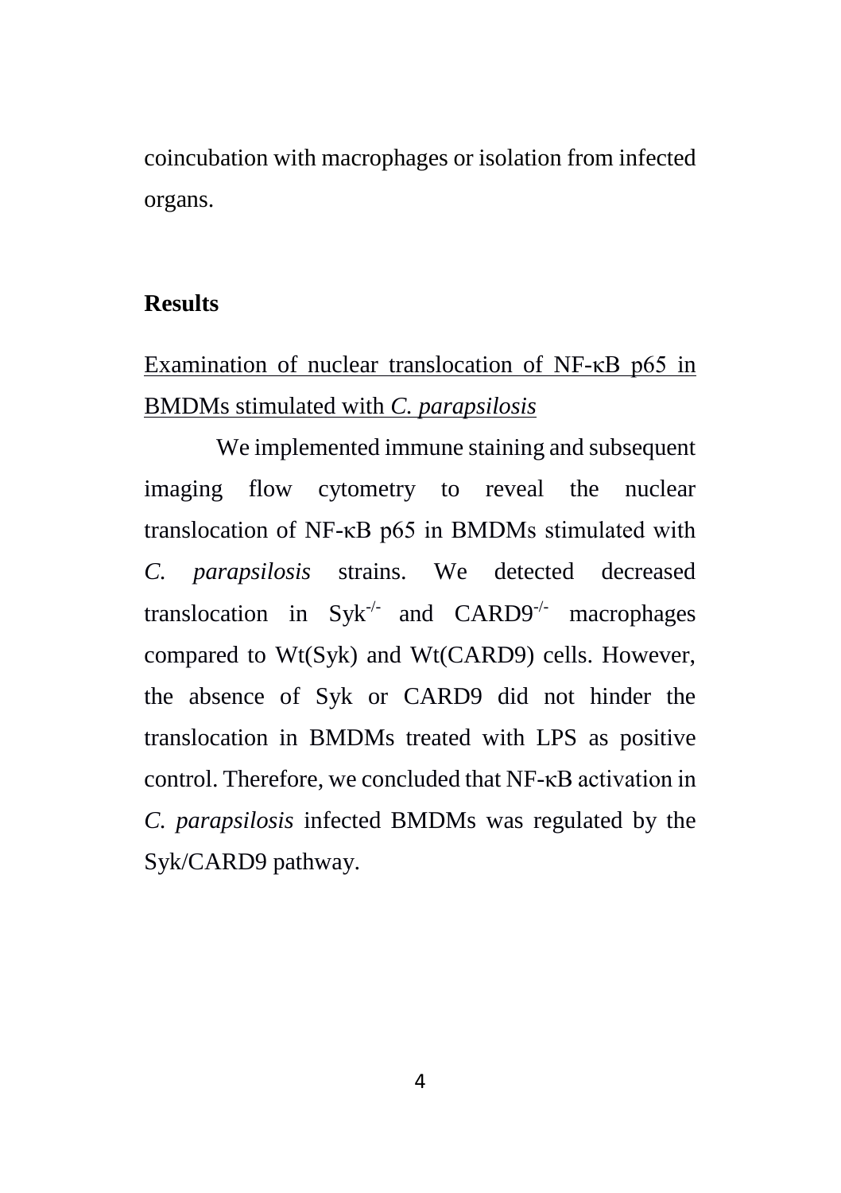coincubation with macrophages or isolation from infected organs.

## Results

### Examination of nuclear translocation of NF-κB p65 in BMDMs stimulated with *C. parapsilosis*

We implemented immune staining and subsequent imaging flow cytometry to reveal the nuclear translocation of NF-κB p65 in BMDMs stimulated with *C. parapsilosis* strains. We detected decreased translocation in $Syk^{-/-}$ and $CARD9^{-/-}$ macrophages compared to Wt(Syk) and Wt(CARD9) cells. However, the absence of Syk or CARD9 did not hinder the translocation in BMDMs treated with LPS as positive control. Therefore, we concluded that NF-κB activation in *C. parapsilosis* infected BMDMs was regulated by the Syk/CARD9 pathway.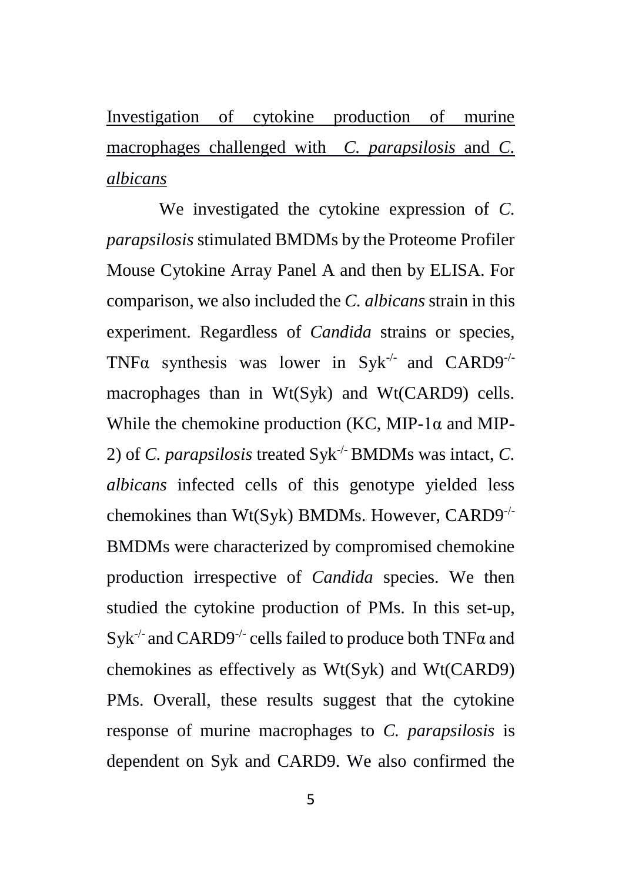Investigation of cytokine production of murine macrophages challenged with *C. parapsilosis* and *C. albicans*

We investigated the cytokine expression of *C. parapsilosis* stimulated BMDMs by the Proteome Profiler Mouse Cytokine Array Panel A and then by ELISA. For comparison, we also included the *C. albicans* strain in this experiment. Regardless of *Candida* strains or species, TNFα synthesis was lower in $Syk^{-/-}$ and $CARD9^{-/-}$ macrophages than in Wt(Syk) and Wt(CARD9) cells. While the chemokine production (KC, MIP-1α and MIP-2) of *C. parapsilosis* treated $Syk^{-/-}$ BMDMs was intact, *C. albicans* infected cells of this genotype yielded less chemokines than Wt(Syk) BMDMs. However, $CARD9^{-/-}$ BMDMs were characterized by compromised chemokine production irrespective of *Candida* species. We then studied the cytokine production of PMs. In this set-up, $Syk^{-/-}$ and $CARD9^{-/-}$ cells failed to produce both TNFα and chemokines as effectively as Wt(Syk) and Wt(CARD9) PMs. Overall, these results suggest that the cytokine response of murine macrophages to *C. parapsilosis* is dependent on Syk and CARD9. We also confirmed the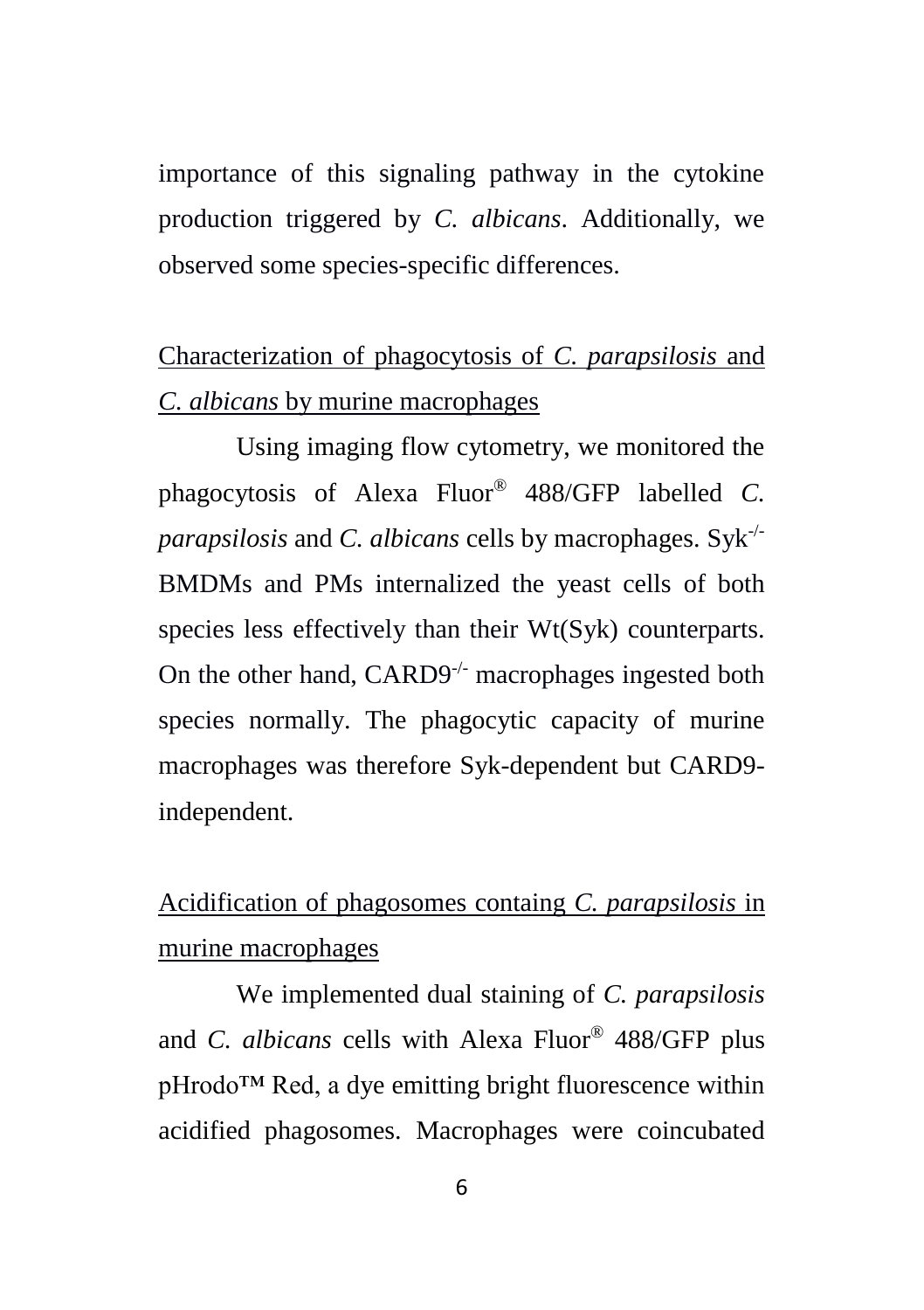importance of this signaling pathway in the cytokine production triggered by *C. albicans*. Additionally, we observed some species-specific differences.

## Characterization of phagocytosis of *C. parapsilosis* and *C. albicans* by murine macrophages

Using imaging flow cytometry, we monitored the phagocytosis of Alexa Fluor® 488/GFP labelled *C. parapsilosis* and *C. albicans* cells by macrophages. $Syk^{-/-}$ BMDMs and PMs internalized the yeast cells of both species less effectively than their Wt(Syk) counterparts. On the other hand, $CARD9^{-/-}$ macrophages ingested both species normally. The phagocytic capacity of murine macrophages was therefore Syk-dependent but CARD9-independent.

## Acidification of phagosomes containg *C. parapsilosis* in murine macrophages

We implemented dual staining of *C. parapsilosis* and *C. albicans* cells with Alexa Fluor® 488/GFP plus pHrodo™ Red, a dye emitting bright fluorescence within acidified phagosomes. Macrophages were coincubated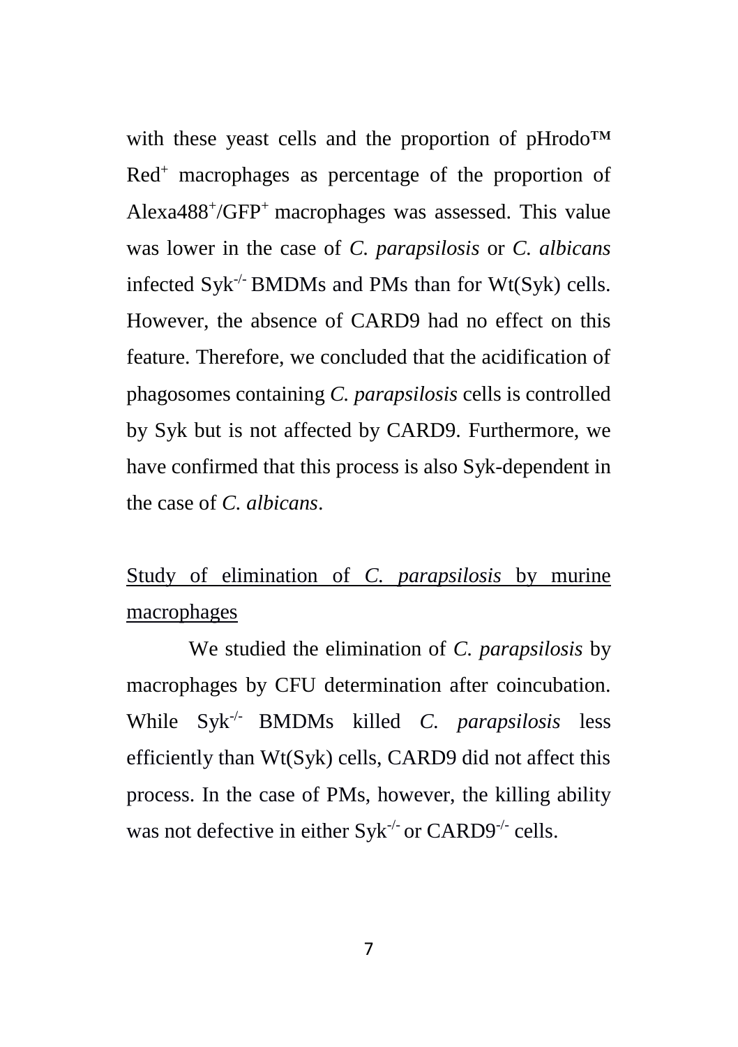with these yeast cells and the proportion of pHrodo™ Red$^+$ macrophages as percentage of the proportion of Alexa488$^+$/GFP$^+$ macrophages was assessed. This value was lower in the case of *C. parapsilosis* or *C. albicans* infected Syk$^{-/-}$ BMDMs and PMs than for Wt(Syk) cells. However, the absence of CARD9 had no effect on this feature. Therefore, we concluded that the acidification of phagosomes containing *C. parapsilosis* cells is controlled by Syk but is not affected by CARD9. Furthermore, we have confirmed that this process is also Syk-dependent in the case of *C. albicans*.

## Study of elimination of *C. parapsilosis* by murine macrophages

We studied the elimination of *C. parapsilosis* by macrophages by CFU determination after coincubation. While Syk$^{-/-}$ BMDMs killed *C. parapsilosis* less efficiently than Wt(Syk) cells, CARD9 did not affect this process. In the case of PMs, however, the killing ability was not defective in either Syk$^{-/-}$ or CARD9$^{-/-}$ cells.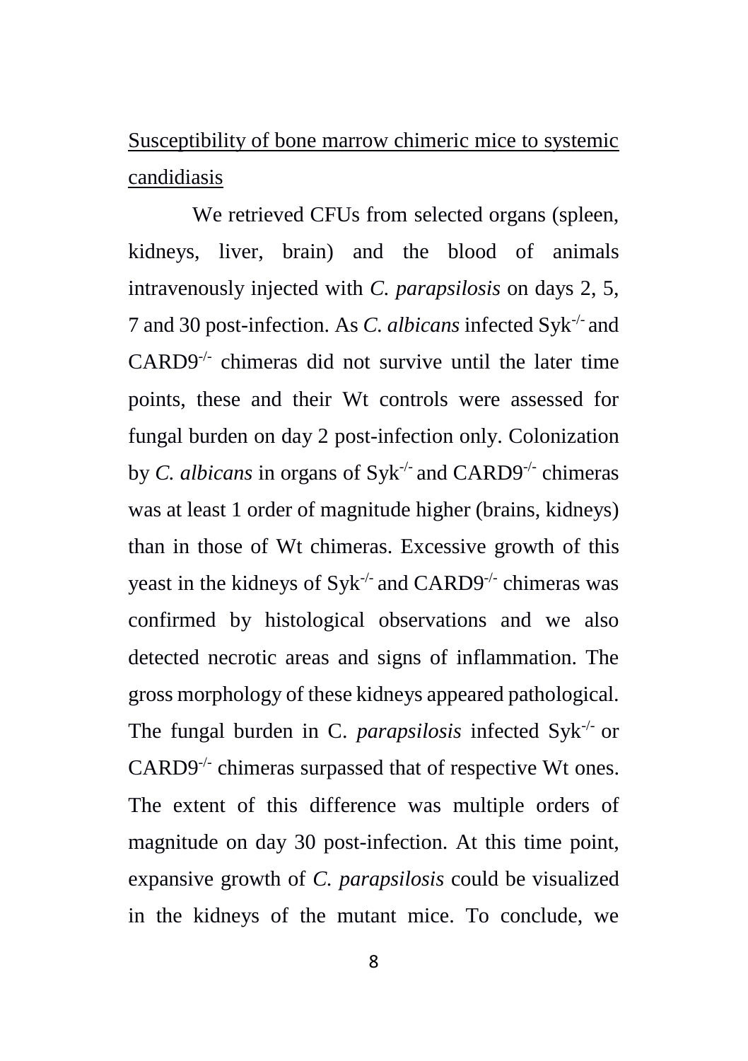<u>Susceptibility of bone marrow chimeric mice to systemic candidiasis</u>

We retrieved CFUs from selected organs (spleen, kidneys, liver, brain) and the blood of animals intravenously injected with *C. parapsilosis* on days 2, 5, 7 and 30 post-infection. As *C. albicans* infected Syk$^{-/-}$ and CARD9$^{-/-}$ chimeras did not survive until the later time points, these and their Wt controls were assessed for fungal burden on day 2 post-infection only. Colonization by *C. albicans* in organs of Syk$^{-/-}$ and CARD9$^{-/-}$ chimeras was at least 1 order of magnitude higher (brains, kidneys) than in those of Wt chimeras. Excessive growth of this yeast in the kidneys of Syk$^{-/-}$ and CARD9$^{-/-}$ chimeras was confirmed by histological observations and we also detected necrotic areas and signs of inflammation. The gross morphology of these kidneys appeared pathological. The fungal burden in C. *parapsilosis* infected Syk$^{-/-}$ or CARD9$^{-/-}$ chimeras surpassed that of respective Wt ones. The extent of this difference was multiple orders of magnitude on day 30 post-infection. At this time point, expansive growth of *C. parapsilosis* could be visualized in the kidneys of the mutant mice. To conclude, we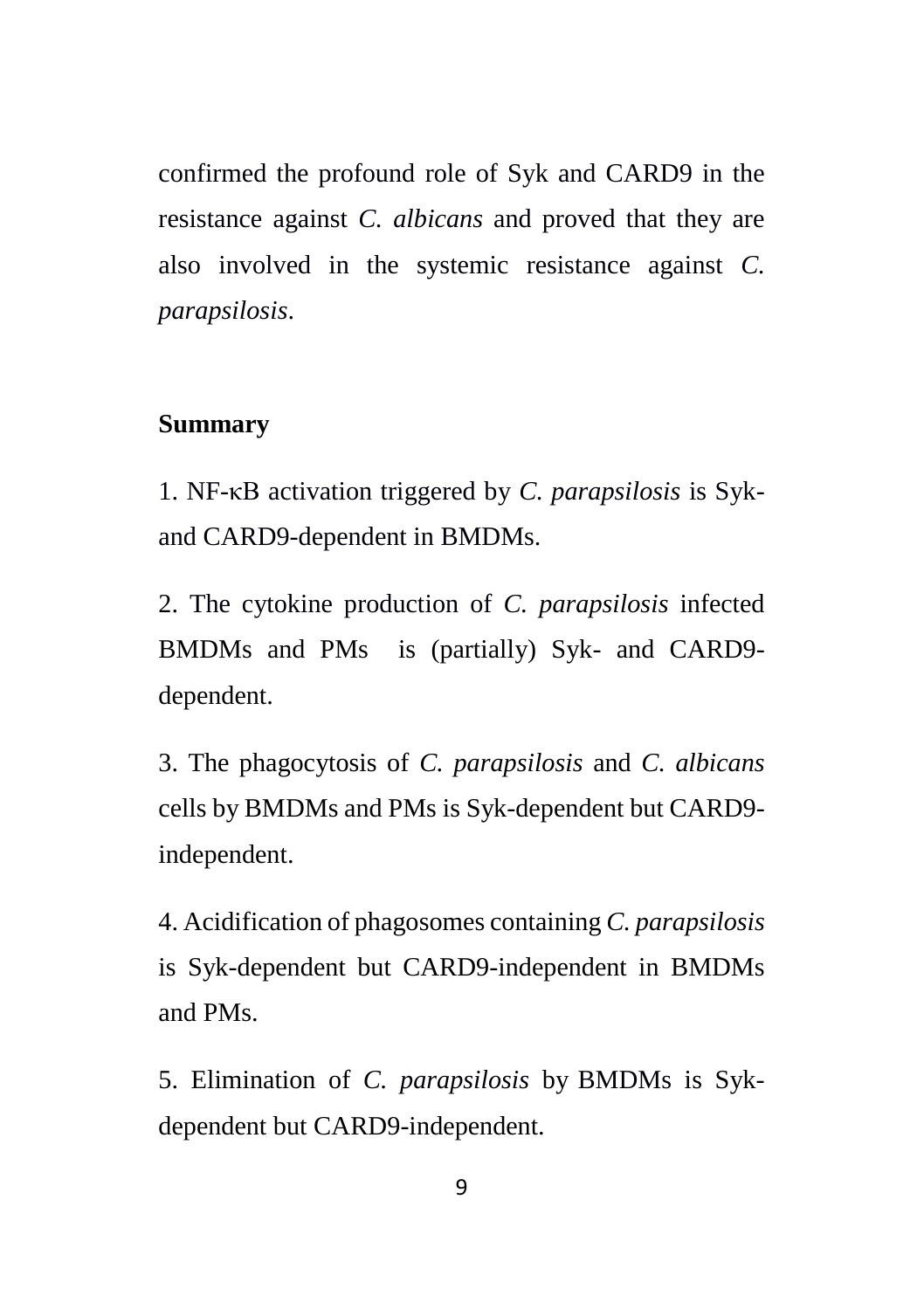confirmed the profound role of Syk and CARD9 in the resistance against *C. albicans* and proved that they are also involved in the systemic resistance against *C. parapsilosis*.

## Summary

1. NF-κB activation triggered by *C. parapsilosis* is Syk- and CARD9-dependent in BMDMs.

2. The cytokine production of *C. parapsilosis* infected BMDMs and PMs is (partially) Syk- and CARD9-dependent.

3. The phagocytosis of *C. parapsilosis* and *C. albicans* cells by BMDMs and PMs is Syk-dependent but CARD9-independent.

4. Acidification of phagosomes containing *C. parapsilosis* is Syk-dependent but CARD9-independent in BMDMs and PMs.

5. Elimination of *C. parapsilosis* by BMDMs is Syk-dependent but CARD9-independent.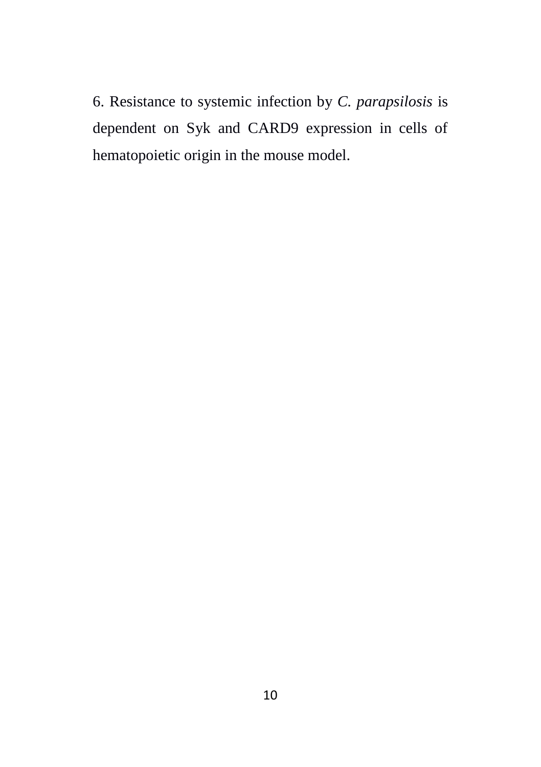6. Resistance to systemic infection by *C. parapsilosis* is dependent on Syk and CARD9 expression in cells of hematopoietic origin in the mouse model.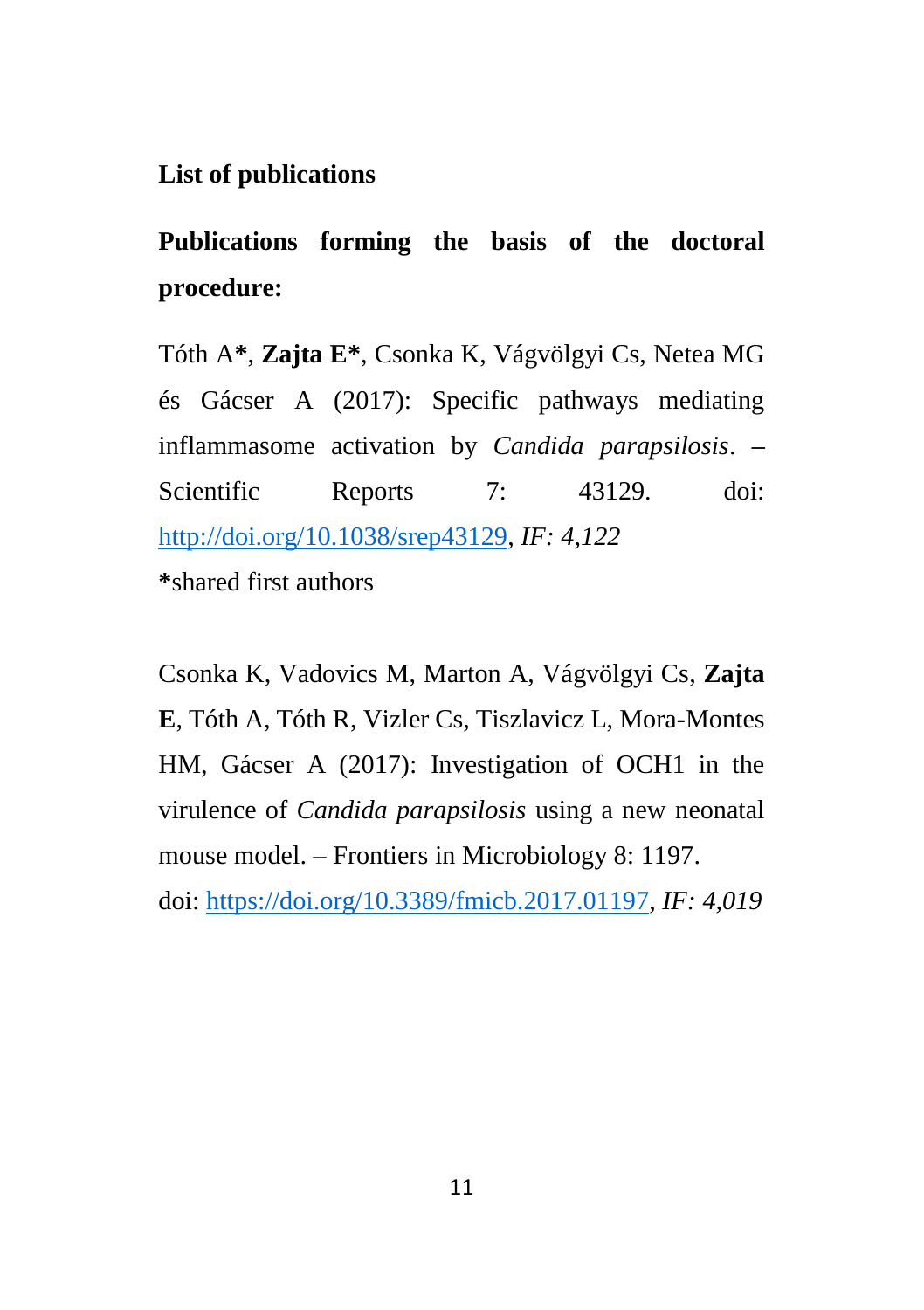## List of publications

### Publications forming the basis of the doctoral procedure:

Tóth A**\***, **Zajta E\***, Csonka K, Vágvölgyi Cs, Netea MG és Gácser A (2017): Specific pathways mediating inflammasome activation by *Candida parapsilosis*. – Scientific Reports 7: 43129. doi: http://doi.org/10.1038/srep43129, *IF: 4,122*

**\***shared first authors

Csonka K, Vadovics M, Marton A, Vágvölgyi Cs, **Zajta E**, Tóth A, Tóth R, Vizler Cs, Tiszlavicz L, Mora-Montes HM, Gácser A (2017): Investigation of OCH1 in the virulence of *Candida parapsilosis* using a new neonatal mouse model. – Frontiers in Microbiology 8: 1197. doi: https://doi.org/10.3389/fmicb.2017.01197, *IF: 4,019*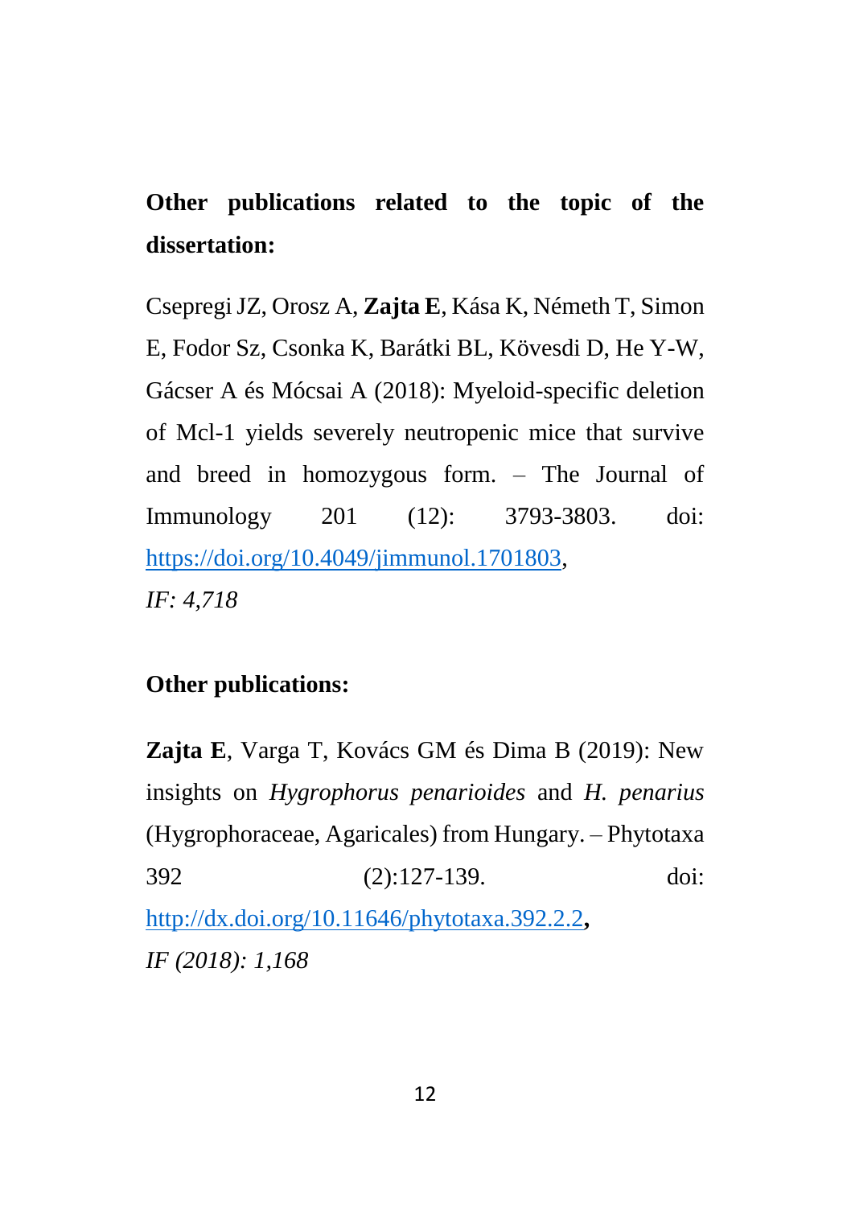**Other publications related to the topic of the dissertation:**

Csepregi JZ, Orosz A, **Zajta E**, Kása K, Németh T, Simon E, Fodor Sz, Csonka K, Barátki BL, Kövesdi D, He Y-W, Gácser A és Mócsai A (2018): Myeloid-specific deletion of Mcl-1 yields severely neutropenic mice that survive and breed in homozygous form. – The Journal of Immunology 201 (12): 3793-3803. doi: https://doi.org/10.4049/jimmunol.1701803,
*IF: 4,718*

**Other publications:**

**Zajta E**, Varga T, Kovács GM és Dima B (2019): New insights on *Hygrophorus penarioides* and *H. penarius* (Hygrophoraceae, Agaricales) from Hungary. – Phytotaxa 392 (2):127-139. doi: http://dx.doi.org/10.11646/phytotaxa.392.2.2**,**
*IF (2018): 1,168*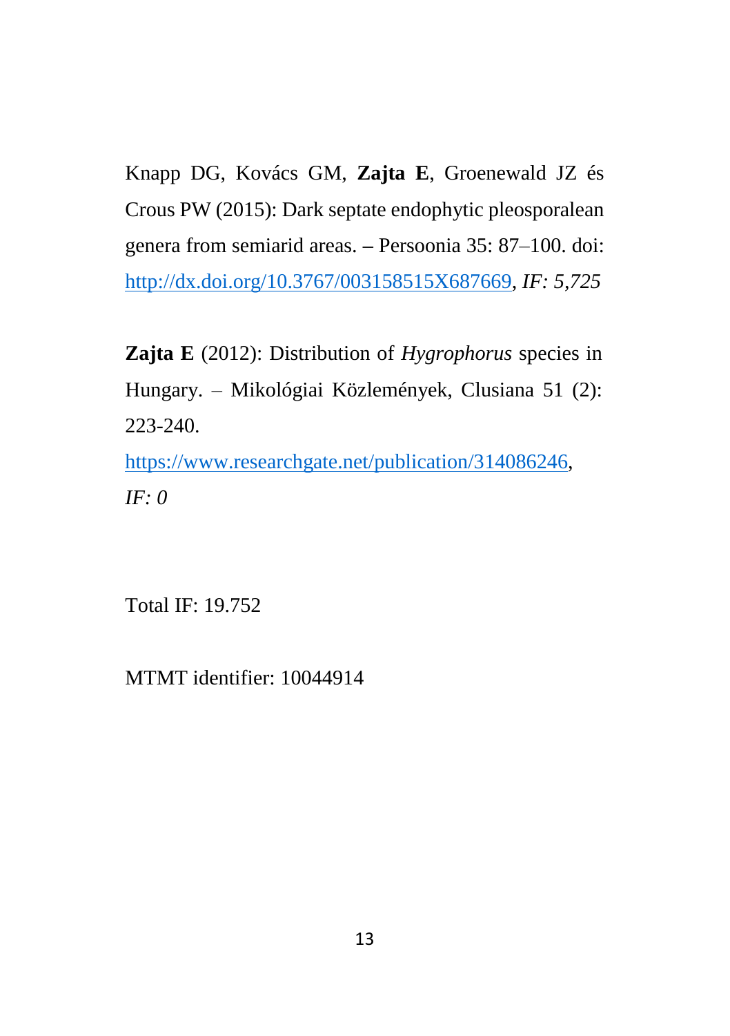Knapp DG, Kovács GM, **Zajta E**, Groenewald JZ és Crous PW (2015): Dark septate endophytic pleosporalean genera from semiarid areas. – Persoonia 35: 87–100. doi: http://dx.doi.org/10.3767/003158515X687669, *IF: 5,725*

**Zajta E** (2012): Distribution of *Hygrophorus* species in Hungary. – Mikológiai Közlemények, Clusiana 51 (2): 223-240.
https://www.researchgate.net/publication/314086246,
*IF: 0*

Total IF: 19.752

MTMT identifier: 10044914